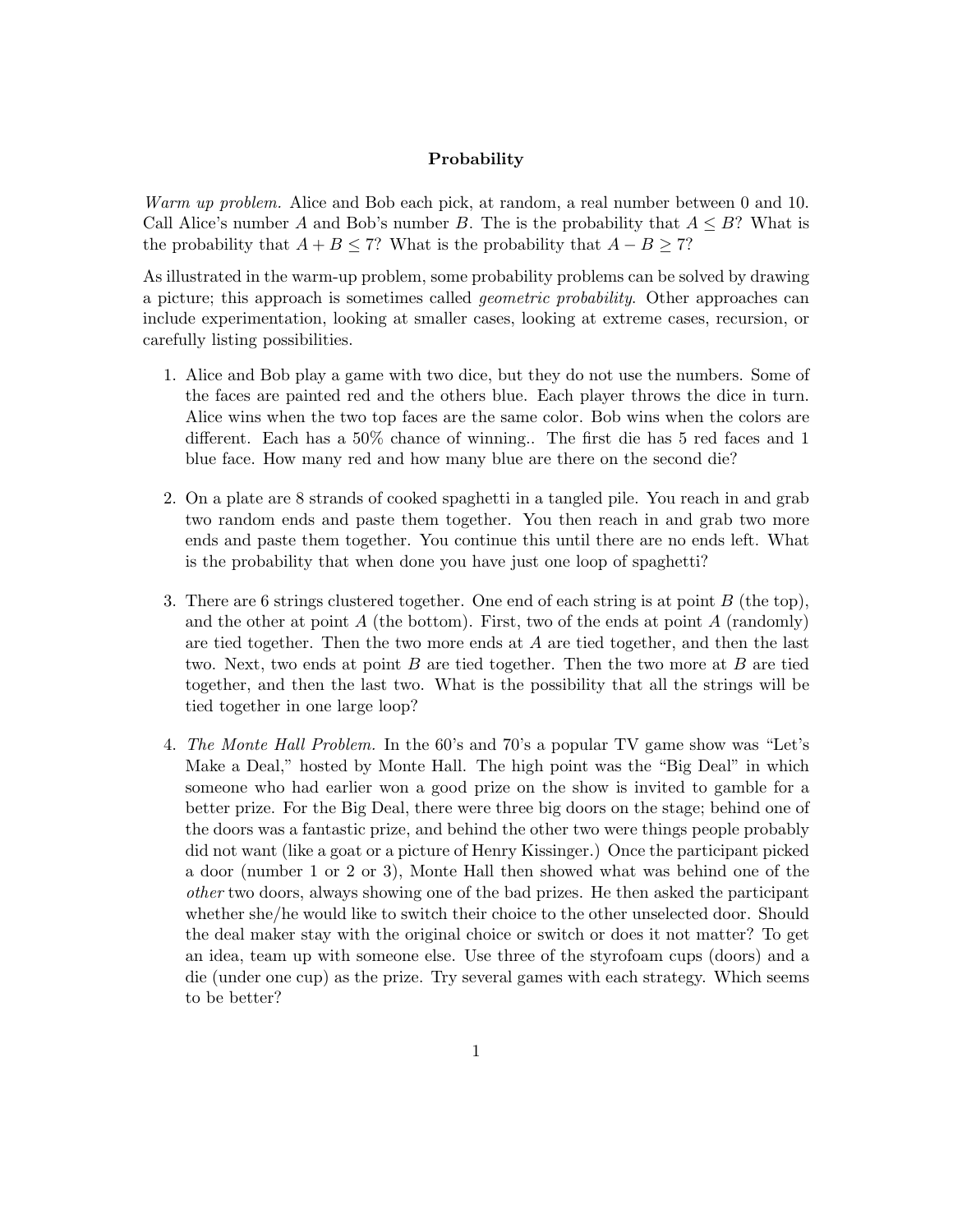# Probability

*Warm up problem.* Alice and Bob each pick, at random, a real number between 0 and 10. Call Alice's number $A$ and Bob's number $B$. The is the probability that $A \leq B$? What is the probability that $A + B \leq 7$? What is the probability that $A - B \geq 7$?

As illustrated in the warm-up problem, some probability problems can be solved by drawing a picture; this approach is sometimes called *geometric probability*. Other approaches can include experimentation, looking at smaller cases, looking at extreme cases, recursion, or carefully listing possibilities.

1. Alice and Bob play a game with two dice, but they do not use the numbers. Some of the faces are painted red and the others blue. Each player throws the dice in turn. Alice wins when the two top faces are the same color. Bob wins when the colors are different. Each has a 50% chance of winning.. The first die has 5 red faces and 1 blue face. How many red and how many blue are there on the second die?

2. On a plate are 8 strands of cooked spaghetti in a tangled pile. You reach in and grab two random ends and paste them together. You then reach in and grab two more ends and paste them together. You continue this until there are no ends left. What is the probability that when done you have just one loop of spaghetti?

3. There are 6 strings clustered together. One end of each string is at point $B$ (the top), and the other at point $A$ (the bottom). First, two of the ends at point $A$ (randomly) are tied together. Then the two more ends at $A$ are tied together, and then the last two. Next, two ends at point $B$ are tied together. Then the two more at $B$ are tied together, and then the last two. What is the possibility that all the strings will be tied together in one large loop?

4. *The Monte Hall Problem.* In the 60's and 70's a popular TV game show was "Let's Make a Deal," hosted by Monte Hall. The high point was the "Big Deal" in which someone who had earlier won a good prize on the show is invited to gamble for a better prize. For the Big Deal, there were three big doors on the stage; behind one of the doors was a fantastic prize, and behind the other two were things people probably did not want (like a goat or a picture of Henry Kissinger.) Once the participant picked a door (number 1 or 2 or 3), Monte Hall then showed what was behind one of the *other* two doors, always showing one of the bad prizes. He then asked the participant whether she/he would like to switch their choice to the other unselected door. Should the deal maker stay with the original choice or switch or does it not matter? To get an idea, team up with someone else. Use three of the styrofoam cups (doors) and a die (under one cup) as the prize. Try several games with each strategy. Which seems to be better?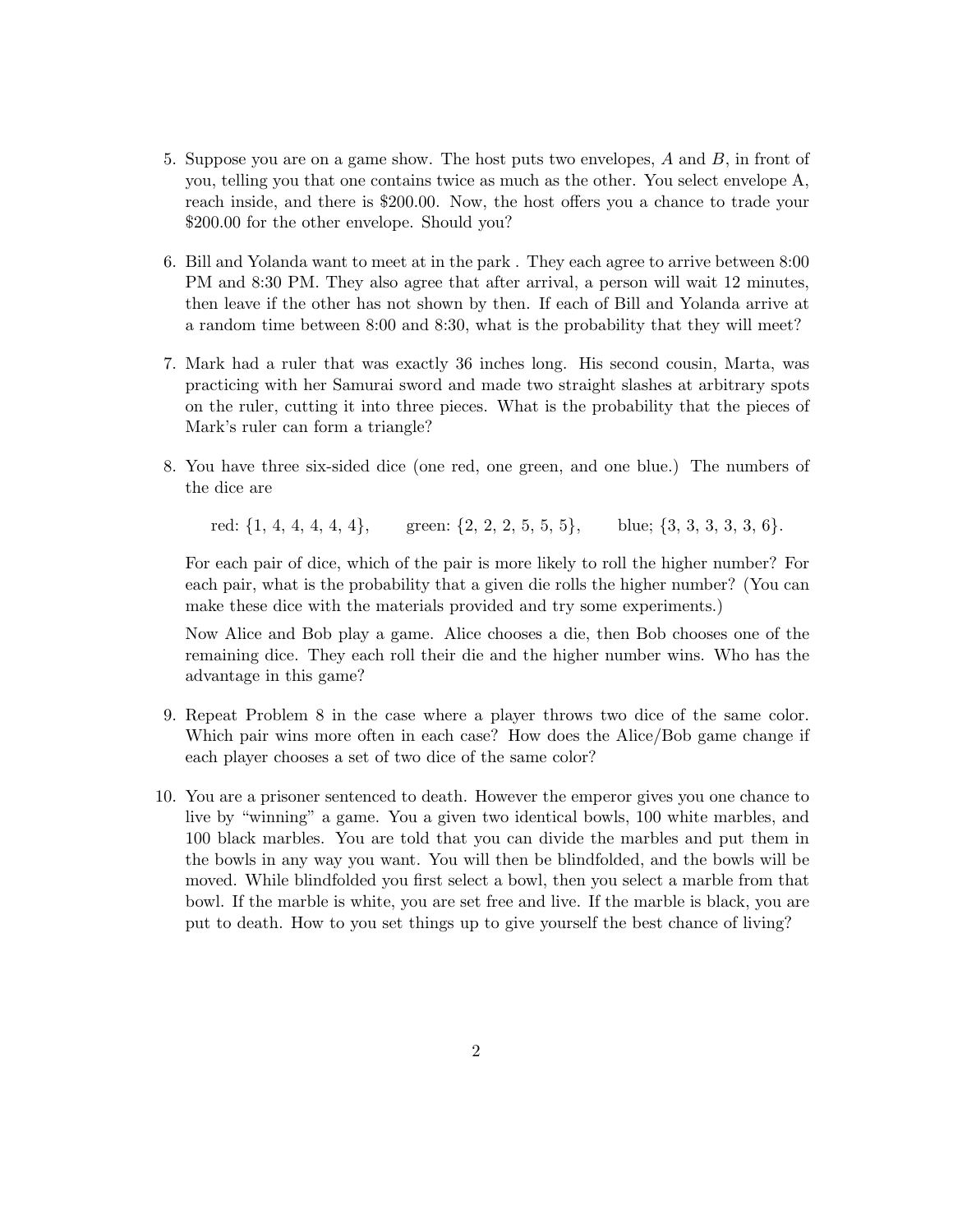5. Suppose you are on a game show. The host puts two envelopes, $A$ and $B$, in front of you, telling you that one contains twice as much as the other. You select envelope A, reach inside, and there is \$200.00. Now, the host offers you a chance to trade your \$200.00 for the other envelope. Should you?

6. Bill and Yolanda want to meet at in the park . They each agree to arrive between 8:00 PM and 8:30 PM. They also agree that after arrival, a person will wait 12 minutes, then leave if the other has not shown by then. If each of Bill and Yolanda arrive at a random time between 8:00 and 8:30, what is the probability that they will meet?

7. Mark had a ruler that was exactly 36 inches long. His second cousin, Marta, was practicing with her Samurai sword and made two straight slashes at arbitrary spots on the ruler, cutting it into three pieces. What is the probability that the pieces of Mark's ruler can form a triangle?

8. You have three six-sided dice (one red, one green, and one blue.) The numbers of the dice are

   red: $\{1, 4, 4, 4, 4, 4\}$, green: $\{2, 2, 2, 5, 5, 5\}$, blue; $\{3, 3, 3, 3, 3, 6\}$.

   For each pair of dice, which of the pair is more likely to roll the higher number? For each pair, what is the probability that a given die rolls the higher number? (You can make these dice with the materials provided and try some experiments.)

   Now Alice and Bob play a game. Alice chooses a die, then Bob chooses one of the remaining dice. They each roll their die and the higher number wins. Who has the advantage in this game?

9. Repeat Problem 8 in the case where a player throws two dice of the same color. Which pair wins more often in each case? How does the Alice/Bob game change if each player chooses a set of two dice of the same color?

10. You are a prisoner sentenced to death. However the emperor gives you one chance to live by "winning" a game. You a given two identical bowls, 100 white marbles, and 100 black marbles. You are told that you can divide the marbles and put them in the bowls in any way you want. You will then be blindfolded, and the bowls will be moved. While blindfolded you first select a bowl, then you select a marble from that bowl. If the marble is white, you are set free and live. If the marble is black, you are put to death. How to you set things up to give yourself the best chance of living?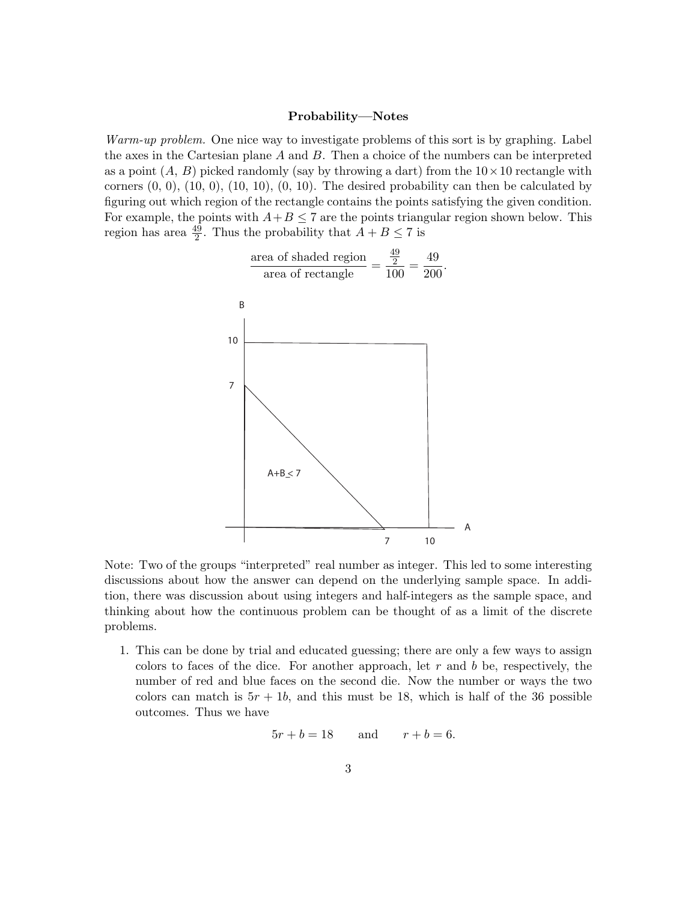**Probability—Notes**

*Warm-up problem.* One nice way to investigate problems of this sort is by graphing. Label the axes in the Cartesian plane $A$ and $B$. Then a choice of the numbers can be interpreted as a point ($A$, $B$) picked randomly (say by throwing a dart) from the $10 \times 10$ rectangle with corners (0, 0), (10, 0), (10, 10), (0, 10). The desired probability can then be calculated by figuring out which region of the rectangle contains the points satisfying the given condition. For example, the points with $A + B \leq 7$ are the points triangular region shown below. This region has area $\frac{49}{2}$. Thus the probability that $A + B \leq 7$ is

$$\frac{\text{area of shaded region}}{\text{area of rectangle}} = \frac{\frac{49}{2}}{100} = \frac{49}{200}.$$

Note: Two of the groups "interpreted" real number as integer. This led to some interesting discussions about how the answer can depend on the underlying sample space. In addition, there was discussion about using integers and half-integers as the sample space, and thinking about how the continuous problem can be thought of as a limit of the discrete problems.

1. This can be done by trial and educated guessing; there are only a few ways to assign colors to faces of the dice. For another approach, let $r$ and $b$ be, respectively, the number of red and blue faces on the second die. Now the number or ways the two colors can match is $5r + 1b$, and this must be 18, which is half of the 36 possible outcomes. Thus we have

$$5r + b = 18 \qquad \text{and} \qquad r + b = 6.$$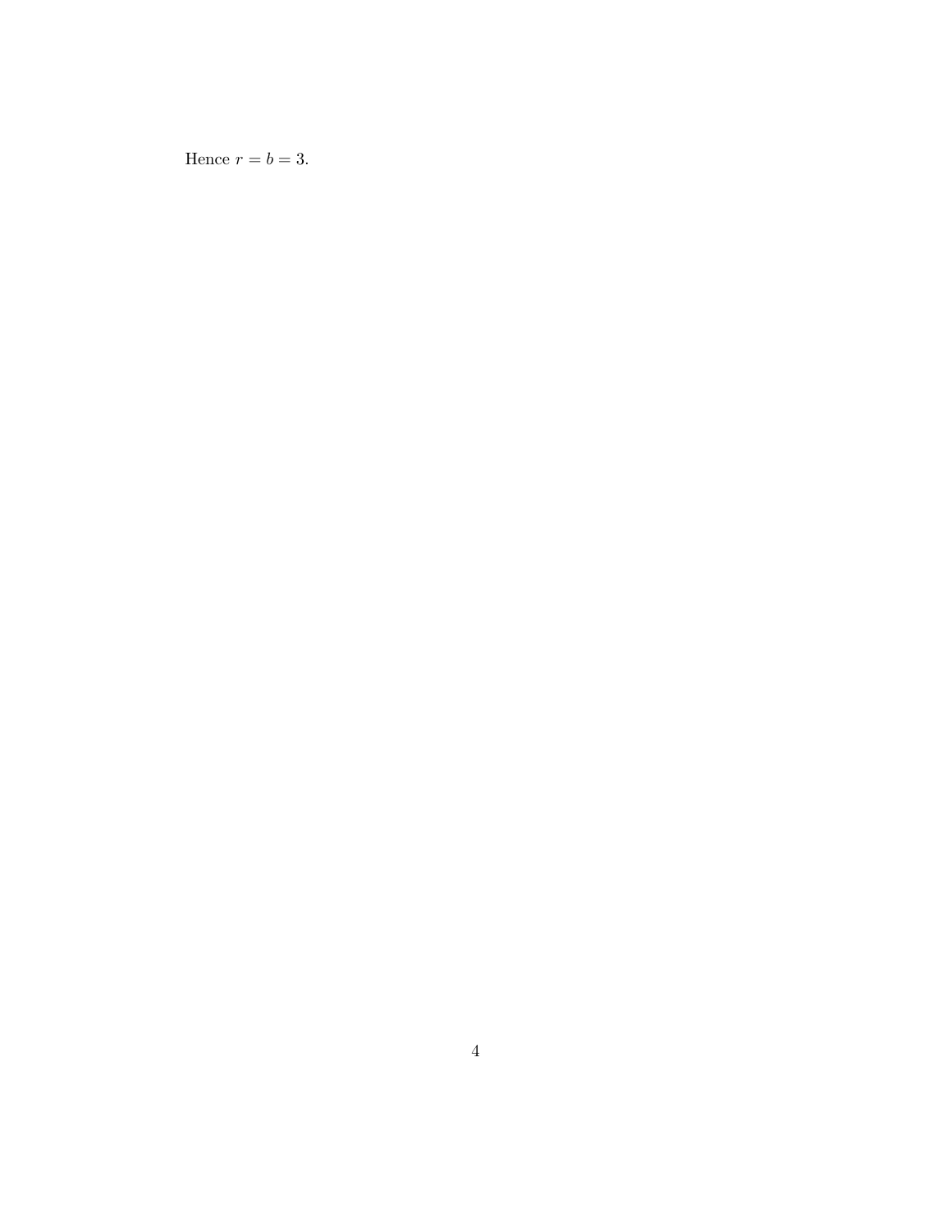Hence $r = b = 3$.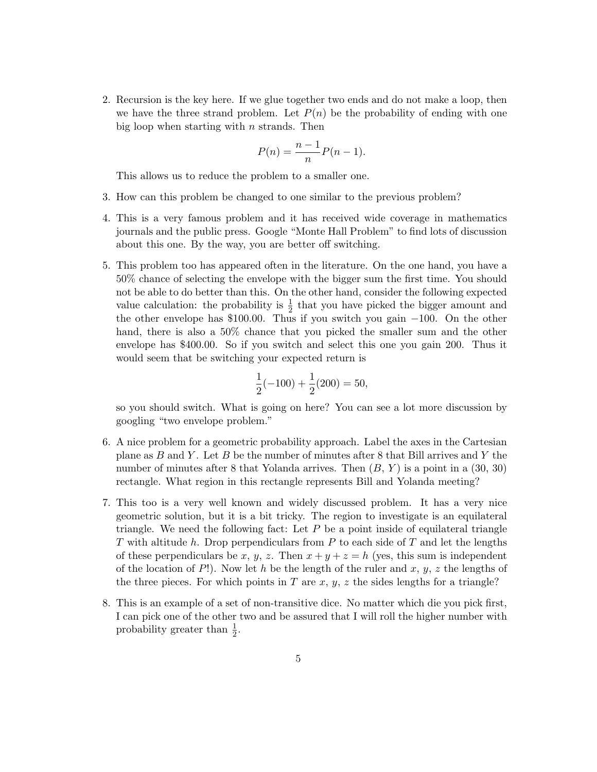2. Recursion is the key here. If we glue together two ends and do not make a loop, then we have the three strand problem. Let $P(n)$ be the probability of ending with one big loop when starting with $n$ strands. Then

$$P(n) = \frac{n-1}{n} P(n-1).$$

This allows us to reduce the problem to a smaller one.

3. How can this problem be changed to one similar to the previous problem?

4. This is a very famous problem and it has received wide coverage in mathematics journals and the public press. Google "Monte Hall Problem" to find lots of discussion about this one. By the way, you are better off switching.

5. This problem too has appeared often in the literature. On the one hand, you have a 50% chance of selecting the envelope with the bigger sum the first time. You should not be able to do better than this. On the other hand, consider the following expected value calculation: the probability is $\frac{1}{2}$ that you have picked the bigger amount and the other envelope has \$100.00. Thus if you switch you gain $-100$. On the other hand, there is also a 50% chance that you picked the smaller sum and the other envelope has \$400.00. So if you switch and select this one you gain 200. Thus it would seem that be switching your expected return is

$$\frac{1}{2}(-100) + \frac{1}{2}(200) = 50,$$

so you should switch. What is going on here? You can see a lot more discussion by googling "two envelope problem."

6. A nice problem for a geometric probability approach. Label the axes in the Cartesian plane as $B$ and $Y$. Let $B$ be the number of minutes after 8 that Bill arrives and $Y$ the number of minutes after 8 that Yolanda arrives. Then $(B, Y)$ is a point in a $(30, 30)$ rectangle. What region in this rectangle represents Bill and Yolanda meeting?

7. This too is a very well known and widely discussed problem. It has a very nice geometric solution, but it is a bit tricky. The region to investigate is an equilateral triangle. We need the following fact: Let $P$ be a point inside of equilateral triangle $T$ with altitude $h$. Drop perpendiculars from $P$ to each side of $T$ and let the lengths of these perpendiculars be $x$, $y$, $z$. Then $x + y + z = h$ (yes, this sum is independent of the location of $P$!). Now let $h$ be the length of the ruler and $x$, $y$, $z$ the lengths of the three pieces. For which points in $T$ are $x$, $y$, $z$ the sides lengths for a triangle?

8. This is an example of a set of non-transitive dice. No matter which die you pick first, I can pick one of the other two and be assured that I will roll the higher number with probability greater than $\frac{1}{2}$.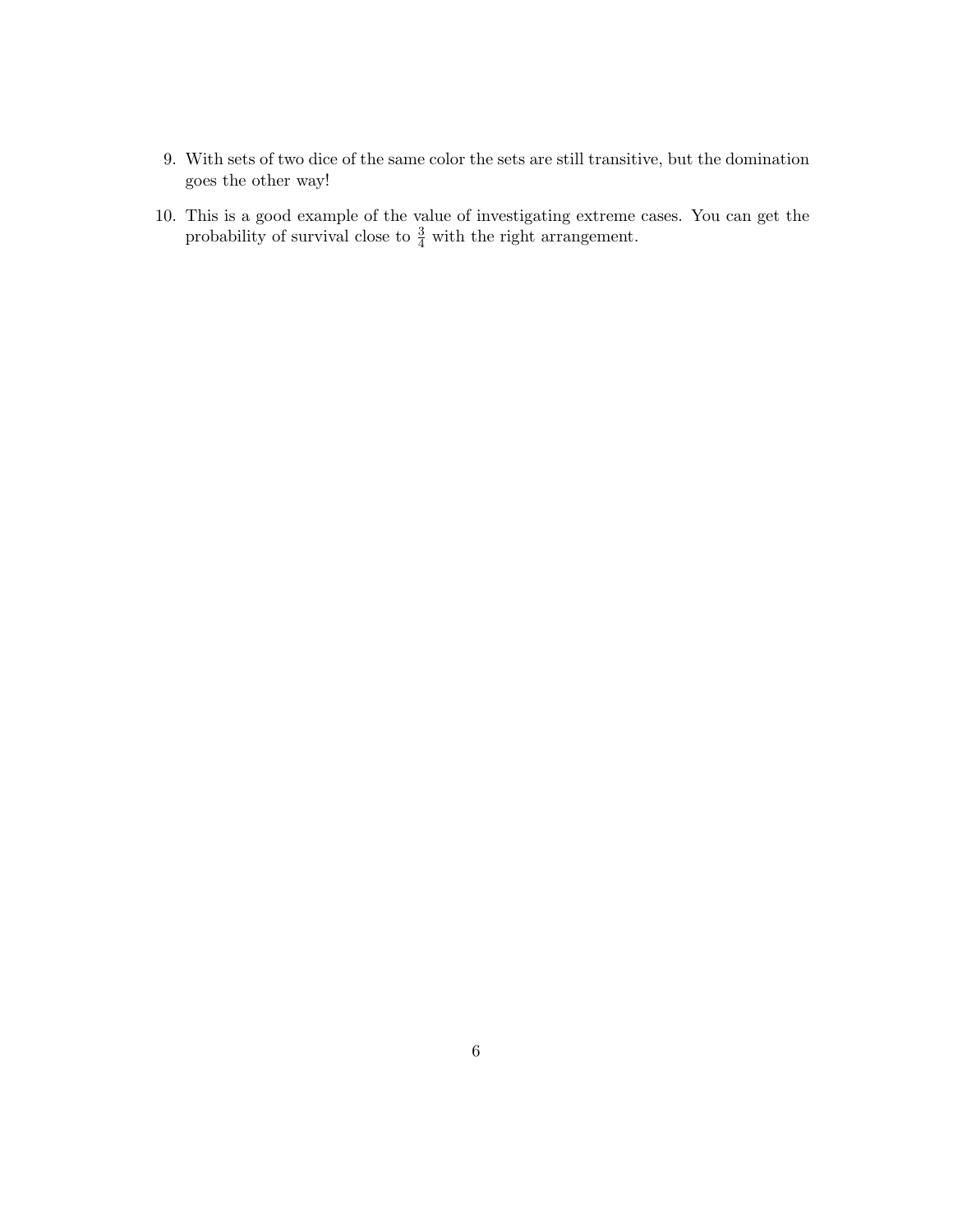9. With sets of two dice of the same color the sets are still transitive, but the domination goes the other way!

10. This is a good example of the value of investigating extreme cases. You can get the probability of survival close to $\frac{3}{4}$ with the right arrangement.